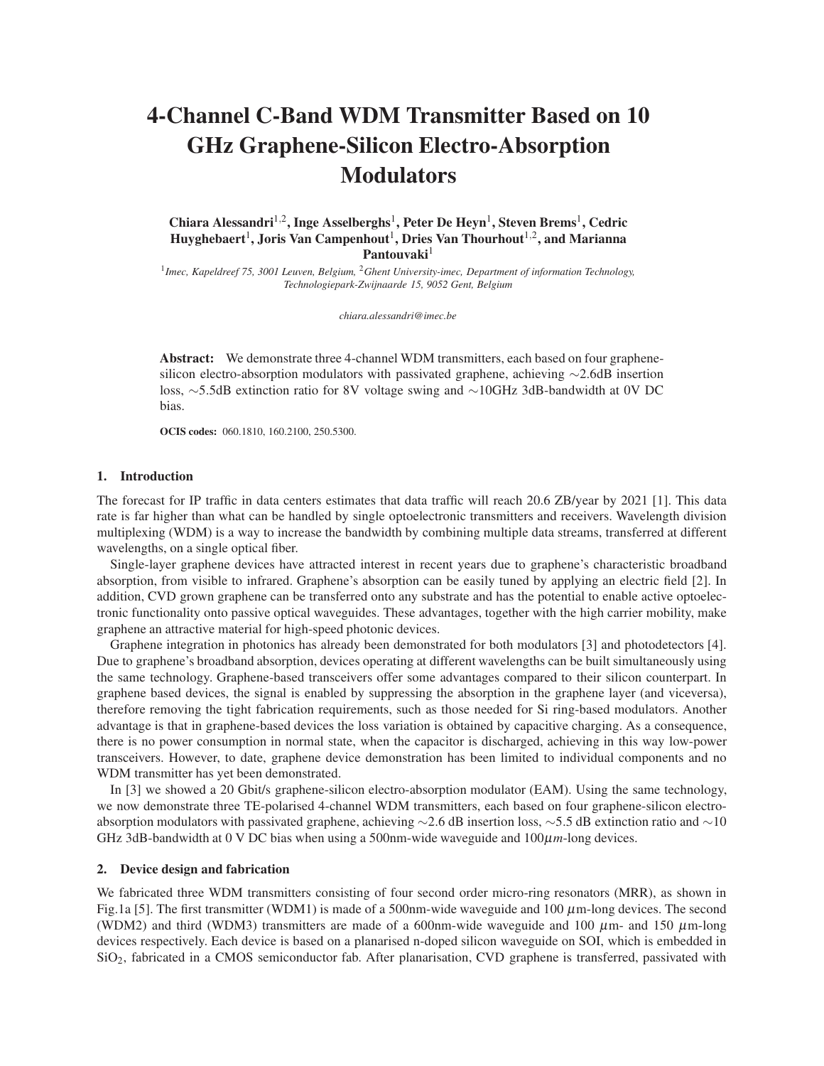# 4-Channel C-Band WDM Transmitter Based on 10 GHz Graphene-Silicon Electro-Absorption Modulators

**Chiara Alessandri[1,2], Inge Asselberghs[1], Peter De Heyn[1], Steven Brems[1], Cedric Huyghebaert[1], Joris Van Campenhout[1], Dries Van Thourhout[1,2], and Marianna Pantouvaki[1]**

[1] *Imec, Kapeldreef 75, 3001 Leuven, Belgium,* [2] *Ghent University-imec, Department of information Technology, Technologiepark-Zwijnaarde 15, 9052 Gent, Belgium*

*chiara.alessandri@imec.be*

**Abstract:** We demonstrate three 4-channel WDM transmitters, each based on four graphene-silicon electro-absorption modulators with passivated graphene, achieving ∼2.6dB insertion loss, ∼5.5dB extinction ratio for 8V voltage swing and ∼10GHz 3dB-bandwidth at 0V DC bias.

**OCIS codes:** 060.1810, 160.2100, 250.5300.

## 1. Introduction

The forecast for IP traffic in data centers estimates that data traffic will reach 20.6 ZB/year by 2021 [1]. This data rate is far higher than what can be handled by single optoelectronic transmitters and receivers. Wavelength division multiplexing (WDM) is a way to increase the bandwidth by combining multiple data streams, transferred at different wavelengths, on a single optical fiber.

Single-layer graphene devices have attracted interest in recent years due to graphene's characteristic broadband absorption, from visible to infrared. Graphene's absorption can be easily tuned by applying an electric field [2]. In addition, CVD grown graphene can be transferred onto any substrate and has the potential to enable active optoelectronic functionality onto passive optical waveguides. These advantages, together with the high carrier mobility, make graphene an attractive material for high-speed photonic devices.

Graphene integration in photonics has already been demonstrated for both modulators [3] and photodetectors [4]. Due to graphene's broadband absorption, devices operating at different wavelengths can be built simultaneously using the same technology. Graphene-based transceivers offer some advantages compared to their silicon counterpart. In graphene based devices, the signal is enabled by suppressing the absorption in the graphene layer (and viceversa), therefore removing the tight fabrication requirements, such as those needed for Si ring-based modulators. Another advantage is that in graphene-based devices the loss variation is obtained by capacitive charging. As a consequence, there is no power consumption in normal state, when the capacitor is discharged, achieving in this way low-power transceivers. However, to date, graphene device demonstration has been limited to individual components and no WDM transmitter has yet been demonstrated.

In [3] we showed a 20 Gbit/s graphene-silicon electro-absorption modulator (EAM). Using the same technology, we now demonstrate three TE-polarised 4-channel WDM transmitters, each based on four graphene-silicon electro-absorption modulators with passivated graphene, achieving ∼2.6 dB insertion loss, ∼5.5 dB extinction ratio and ∼10 GHz 3dB-bandwidth at 0 V DC bias when using a 500nm-wide waveguide and 100$\mu m$-long devices.

## 2. Device design and fabrication

We fabricated three WDM transmitters consisting of four second order micro-ring resonators (MRR), as shown in Fig.1a [5]. The first transmitter (WDM1) is made of a 500nm-wide waveguide and 100 $\mu$m-long devices. The second (WDM2) and third (WDM3) transmitters are made of a 600nm-wide waveguide and 100 $\mu$m- and 150 $\mu$m-long devices respectively. Each device is based on a planarised n-doped silicon waveguide on SOI, which is embedded in $SiO_2$, fabricated in a CMOS semiconductor fab. After planarisation, CVD graphene is transferred, passivated with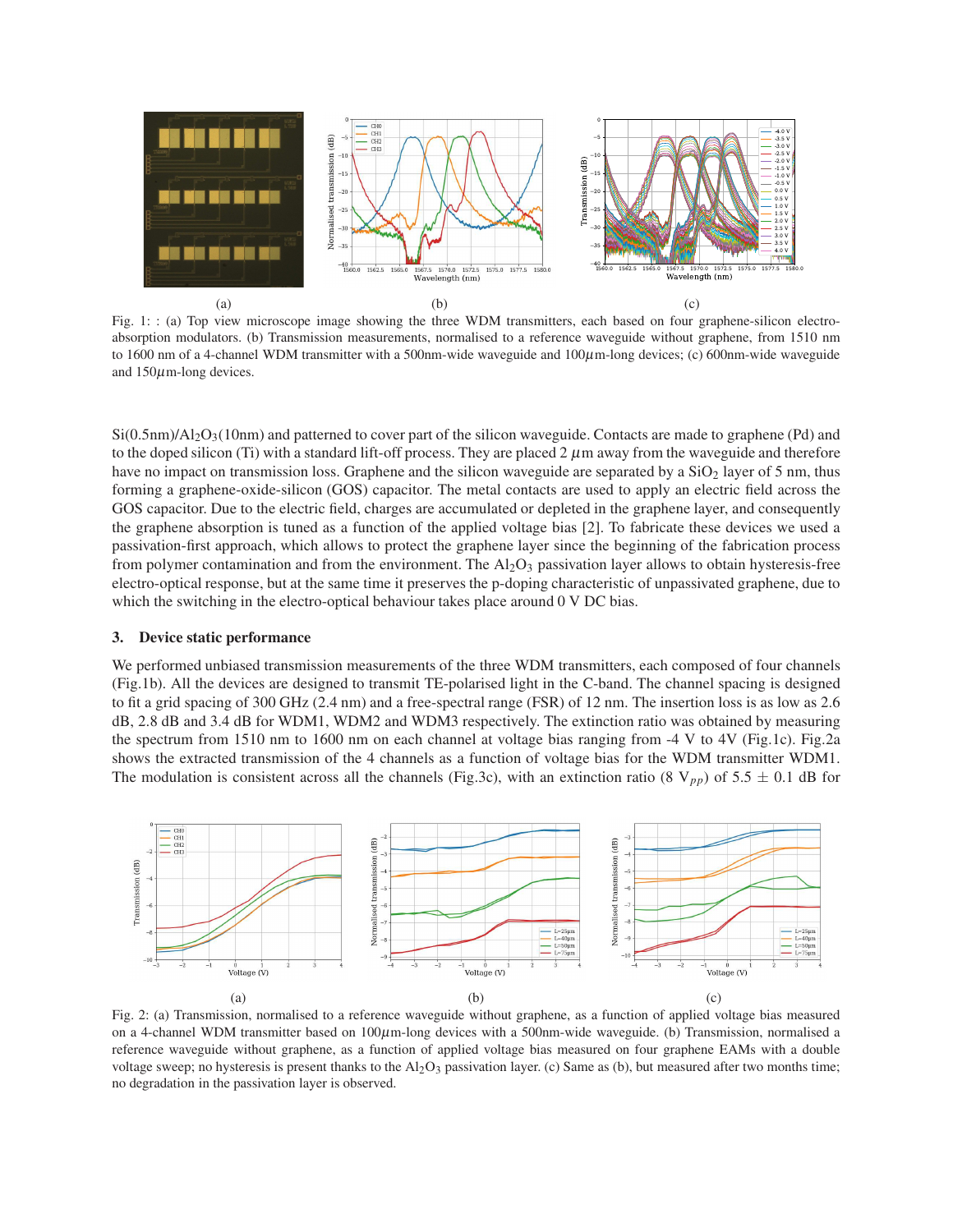Fig. 1: : (a) Top view microscope image showing the three WDM transmitters, each based on four graphene-silicon electro-absorption modulators. (b) Transmission measurements, normalised to a reference waveguide without graphene, from 1510 nm to 1600 nm of a 4-channel WDM transmitter with a 500nm-wide waveguide and 100$\mu$m-long devices; (c) 600nm-wide waveguide and 150$\mu$m-long devices.

Si(0.5nm)/$Al_2O_3$(10nm) and patterned to cover part of the silicon waveguide. Contacts are made to graphene (Pd) and to the doped silicon (Ti) with a standard lift-off process. They are placed 2 $\mu$m away from the waveguide and therefore have no impact on transmission loss. Graphene and the silicon waveguide are separated by a $SiO_2$ layer of 5 nm, thus forming a graphene-oxide-silicon (GOS) capacitor. The metal contacts are used to apply an electric field across the GOS capacitor. Due to the electric field, charges are accumulated or depleted in the graphene layer, and consequently the graphene absorption is tuned as a function of the applied voltage bias [2]. To fabricate these devices we used a passivation-first approach, which allows to protect the graphene layer since the beginning of the fabrication process from polymer contamination and from the environment. The $Al_2O_3$ passivation layer allows to obtain hysteresis-free electro-optical response, but at the same time it preserves the p-doping characteristic of unpassivated graphene, due to which the switching in the electro-optical behaviour takes place around 0 V DC bias.

### 3. Device static performance

We performed unbiased transmission measurements of the three WDM transmitters, each composed of four channels (Fig.1b). All the devices are designed to transmit TE-polarised light in the C-band. The channel spacing is designed to fit a grid spacing of 300 GHz (2.4 nm) and a free-spectral range (FSR) of 12 nm. The insertion loss is as low as 2.6 dB, 2.8 dB and 3.4 dB for WDM1, WDM2 and WDM3 respectively. The extinction ratio was obtained by measuring the spectrum from 1510 nm to 1600 nm on each channel at voltage bias ranging from -4 V to 4V (Fig.1c). Fig.2a shows the extracted transmission of the 4 channels as a function of voltage bias for the WDM transmitter WDM1. The modulation is consistent across all the channels (Fig.3c), with an extinction ratio (8 $V_{pp}$) of 5.5 $\pm$ 0.1 dB for

Fig. 2: (a) Transmission, normalised to a reference waveguide without graphene, as a function of applied voltage bias measured on a 4-channel WDM transmitter based on 100$\mu$m-long devices with a 500nm-wide waveguide. (b) Transmission, normalised a reference waveguide without graphene, as a function of applied voltage bias measured on four graphene EAMs with a double voltage sweep; no hysteresis is present thanks to the $Al_2O_3$ passivation layer. (c) Same as (b), but measured after two months time; no degradation in the passivation layer is observed.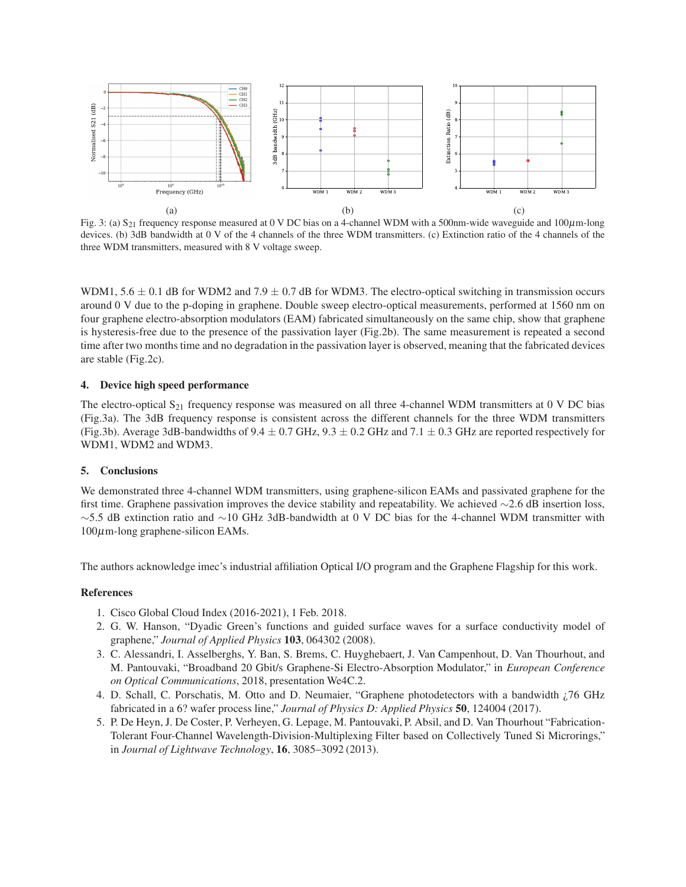Normalised S21 (dB)

0
−2
−4
−6
−8
−10

$10^8$ $10^9$ $10^{10}$

Frequency (GHz)

CH0
CH1
CH2
CH3

(a)

3dB bandwidth (GHz)

12
11
10
9
8
7
6

WDM 1 WDM 2 WDM 3

(b)

Extinction Ratio (dB)

10
9
8
7
6
5
4

WDM 1 WDM 2 WDM 3

(c)

Fig. 3: (a) $S_{21}$ frequency response measured at 0 V DC bias on a 4-channel WDM with a 500nm-wide waveguide and 100$\mu$m-long devices. (b) 3dB bandwidth at 0 V of the 4 channels of the three WDM transmitters. (c) Extinction ratio of the 4 channels of the three WDM transmitters, measured with 8 V voltage sweep.

WDM1, 5.6 ± 0.1 dB for WDM2 and 7.9 ± 0.7 dB for WDM3. The electro-optical switching in transmission occurs around 0 V due to the p-doping in graphene. Double sweep electro-optical measurements, performed at 1560 nm on four graphene electro-absorption modulators (EAM) fabricated simultaneously on the same chip, show that graphene is hysteresis-free due to the presence of the passivation layer (Fig.2b). The same measurement is repeated a second time after two months time and no degradation in the passivation layer is observed, meaning that the fabricated devices are stable (Fig.2c).

## 4. Device high speed performance

The electro-optical $S_{21}$ frequency response was measured on all three 4-channel WDM transmitters at 0 V DC bias (Fig.3a). The 3dB frequency response is consistent across the different channels for the three WDM transmitters (Fig.3b). Average 3dB-bandwidths of 9.4 ± 0.7 GHz, 9.3 ± 0.2 GHz and 7.1 ± 0.3 GHz are reported respectively for WDM1, WDM2 and WDM3.

## 5. Conclusions

We demonstrated three 4-channel WDM transmitters, using graphene-silicon EAMs and passivated graphene for the first time. Graphene passivation improves the device stability and repeatability. We achieved ∼2.6 dB insertion loss, ∼5.5 dB extinction ratio and ∼10 GHz 3dB-bandwidth at 0 V DC bias for the 4-channel WDM transmitter with 100$\mu$m-long graphene-silicon EAMs.

The authors acknowledge imec's industrial affiliation Optical I/O program and the Graphene Flagship for this work.

### References

1. Cisco Global Cloud Index (2016-2021), 1 Feb. 2018.
2. G. W. Hanson, "Dyadic Green's functions and guided surface waves for a surface conductivity model of graphene," *Journal of Applied Physics* **103**, 064302 (2008).
3. C. Alessandri, I. Asselberghs, Y. Ban, S. Brems, C. Huyghebaert, J. Van Campenhout, D. Van Thourhout, and M. Pantouvaki, "Broadband 20 Gbit/s Graphene-Si Electro-Absorption Modulator," in *European Conference on Optical Communications*, 2018, presentation We4C.2.
4. D. Schall, C. Porschatis, M. Otto and D. Neumaier, "Graphene photodetectors with a bandwidth ¿76 GHz fabricated in a 6? wafer process line," *Journal of Physics D: Applied Physics* **50**, 124004 (2017).
5. P. De Heyn, J. De Coster, P. Verheyen, G. Lepage, M. Pantouvaki, P. Absil, and D. Van Thourhout "Fabrication-Tolerant Four-Channel Wavelength-Division-Multiplexing Filter based on Collectively Tuned Si Microrings," in *Journal of Lightwave Technology*, **16**, 3085–3092 (2013).